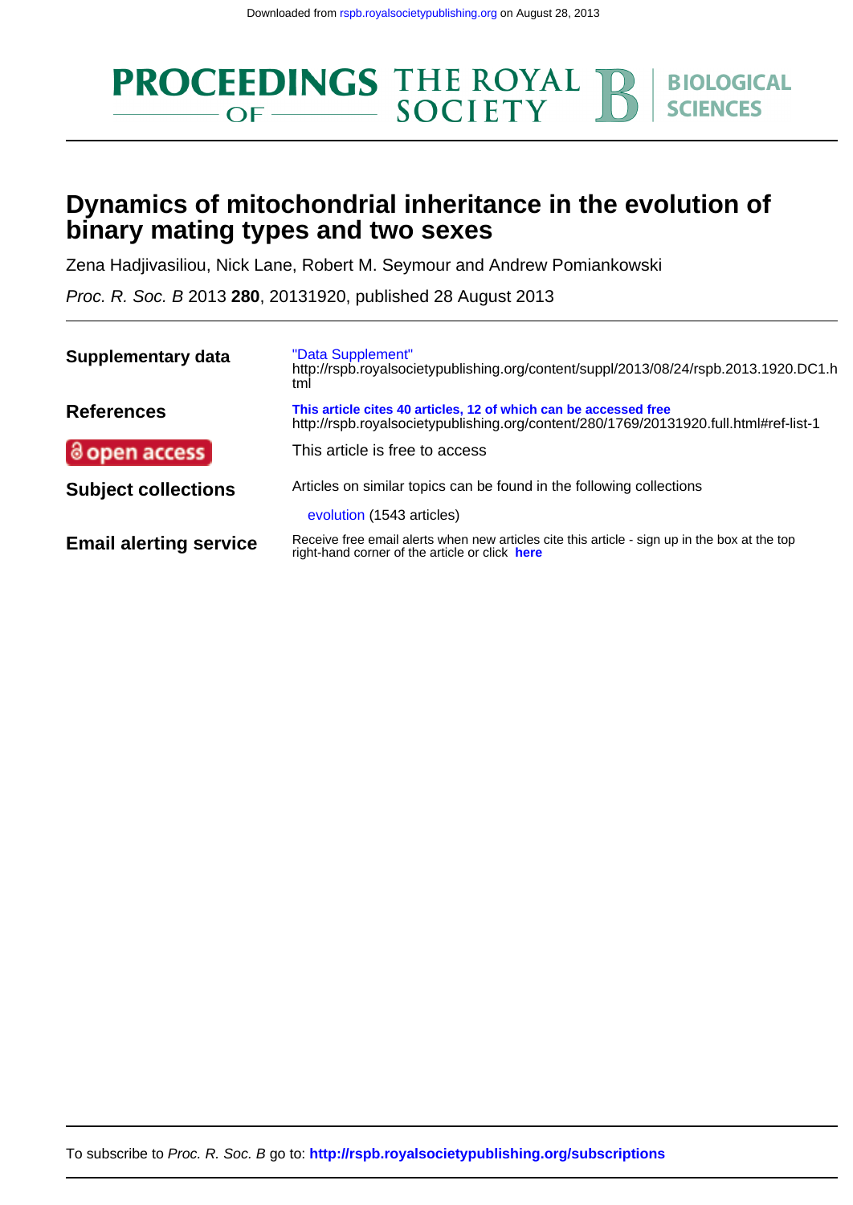Downloaded from rspb.royalsocietypublishing.org on August 28, 2013

PROCEEDINGS OF THE ROYAL SOCIETY B BIOLOGICAL SCIENCES

# Dynamics of mitochondrial inheritance in the evolution of binary mating types and two sexes

Zena Hadjivasiliou, Nick Lane, Robert M. Seymour and Andrew Pomiankowski

*Proc. R. Soc. B* 2013 **280**, 20131920, published 28 August 2013

**Supplementary data**

"Data Supplement"
http://rspb.royalsocietypublishing.org/content/suppl/2013/08/24/rspb.2013.1920.DC1.html

**References**

**This article cites 40 articles, 12 of which can be accessed free**
http://rspb.royalsocietypublishing.org/content/280/1769/20131920.full.html#ref-list-1

**open access**

This article is free to access

**Subject collections**

Articles on similar topics can be found in the following collections

evolution (1543 articles)

**Email alerting service**

Receive free email alerts when new articles cite this article - sign up in the box at the top right-hand corner of the article or click **here**

To subscribe to *Proc. R. Soc. B* go to: **http://rspb.royalsocietypublishing.org/subscriptions**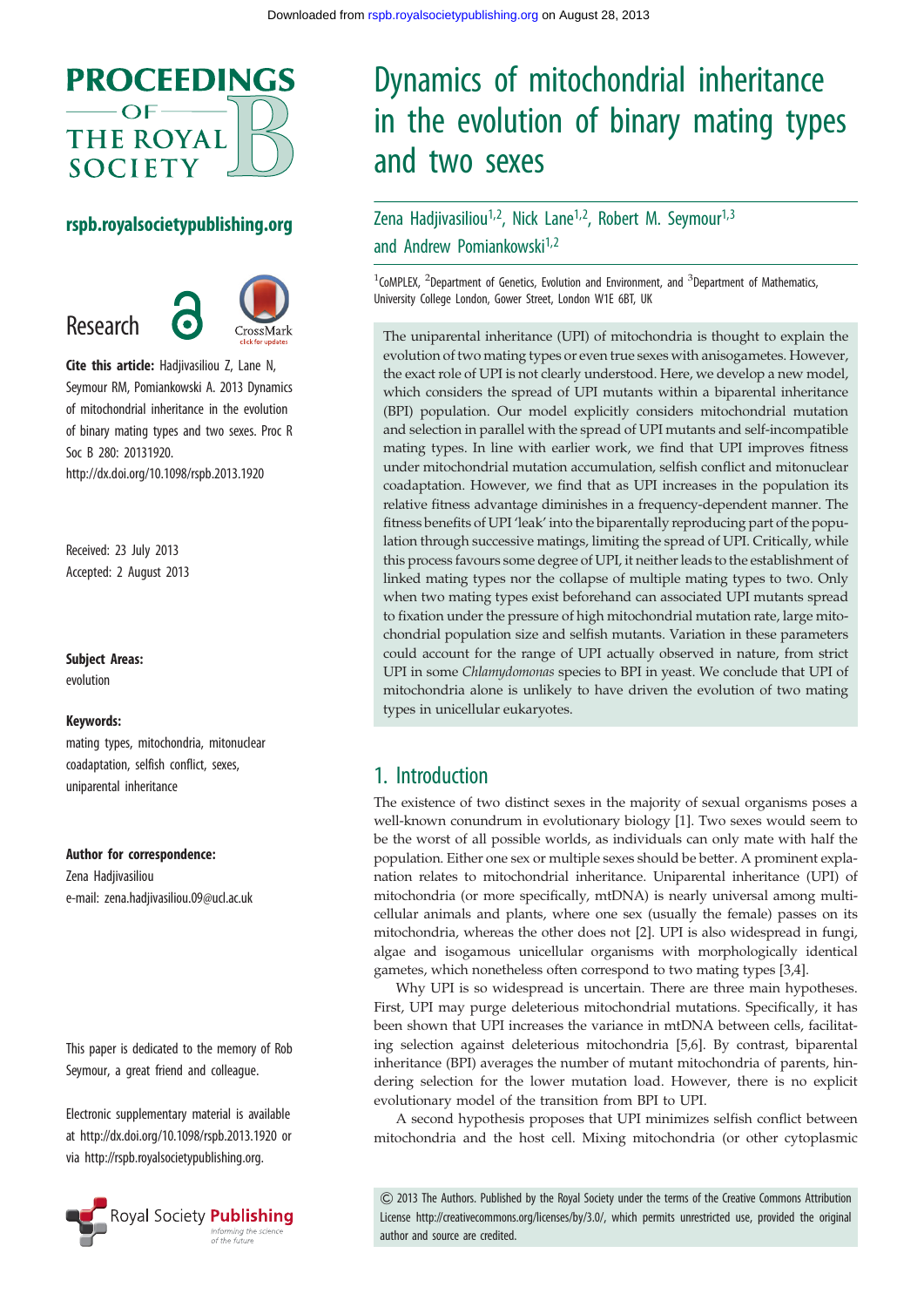# Dynamics of mitochondrial inheritance in the evolution of binary mating types and two sexes

Zena Hadjivasiliou[1,2], Nick Lane[1,2], Robert M. Seymour[1,3] and Andrew Pomiankowski[1,2]

[1]CoMPLEX, [2]Department of Genetics, Evolution and Environment, and [3]Department of Mathematics, University College London, Gower Street, London W1E 6BT, UK

Research

**Cite this article:** Hadjivasiliou Z, Lane N, Seymour RM, Pomiankowski A. 2013 Dynamics of mitochondrial inheritance in the evolution of binary mating types and two sexes. Proc R Soc B 280: 20131920.
http://dx.doi.org/10.1098/rspb.2013.1920

Received: 23 July 2013
Accepted: 2 August 2013

**Subject Areas:**
evolution

**Keywords:**
mating types, mitochondria, mitonuclear coadaptation, selfish conflict, sexes, uniparental inheritance

**Author for correspondence:**
Zena Hadjivasiliou
e-mail: zena.hadjivasiliou.09@ucl.ac.uk

This paper is dedicated to the memory of Rob Seymour, a great friend and colleague.

Electronic supplementary material is available at http://dx.doi.org/10.1098/rspb.2013.1920 or via http://rspb.royalsocietypublishing.org.

The uniparental inheritance (UPI) of mitochondria is thought to explain the evolution of two mating types or even true sexes with anisogametes. However, the exact role of UPI is not clearly understood. Here, we develop a new model, which considers the spread of UPI mutants within a biparental inheritance (BPI) population. Our model explicitly considers mitochondrial mutation and selection in parallel with the spread of UPI mutants and self-incompatible mating types. In line with earlier work, we find that UPI improves fitness under mitochondrial mutation accumulation, selfish conflict and mitonuclear coadaptation. However, we find that as UPI increases in the population its relative fitness advantage diminishes in a frequency-dependent manner. The fitness benefits of UPI 'leak' into the biparentally reproducing part of the population through successive matings, limiting the spread of UPI. Critically, while this process favours some degree of UPI, it neither leads to the establishment of linked mating types nor the collapse of multiple mating types to two. Only when two mating types exist beforehand can associated UPI mutants spread to fixation under the pressure of high mitochondrial mutation rate, large mitochondrial population size and selfish mutants. Variation in these parameters could account for the range of UPI actually observed in nature, from strict UPI in some *Chlamydomonas* species to BPI in yeast. We conclude that UPI of mitochondria alone is unlikely to have driven the evolution of two mating types in unicellular eukaryotes.

## 1. Introduction

The existence of two distinct sexes in the majority of sexual organisms poses a well-known conundrum in evolutionary biology [1]. Two sexes would seem to be the worst of all possible worlds, as individuals can only mate with half the population. Either one sex or multiple sexes should be better. A prominent explanation relates to mitochondrial inheritance. Uniparental inheritance (UPI) of mitochondria (or more specifically, mtDNA) is nearly universal among multicellular animals and plants, where one sex (usually the female) passes on its mitochondria, whereas the other does not [2]. UPI is also widespread in fungi, algae and isogamous unicellular organisms with morphologically identical gametes, which nonetheless often correspond to two mating types [3,4].

Why UPI is so widespread is uncertain. There are three main hypotheses. First, UPI may purge deleterious mitochondrial mutations. Specifically, it has been shown that UPI increases the variance in mtDNA between cells, facilitating selection against deleterious mitochondria [5,6]. By contrast, biparental inheritance (BPI) averages the number of mutant mitochondria of parents, hindering selection for the lower mutation load. However, there is no explicit evolutionary model of the transition from BPI to UPI.

A second hypothesis proposes that UPI minimizes selfish conflict between mitochondria and the host cell. Mixing mitochondria (or other cytoplasmic

© 2013 The Authors. Published by the Royal Society under the terms of the Creative Commons Attribution License http://creativecommons.org/licenses/by/3.0/, which permits unrestricted use, provided the original author and source are credited.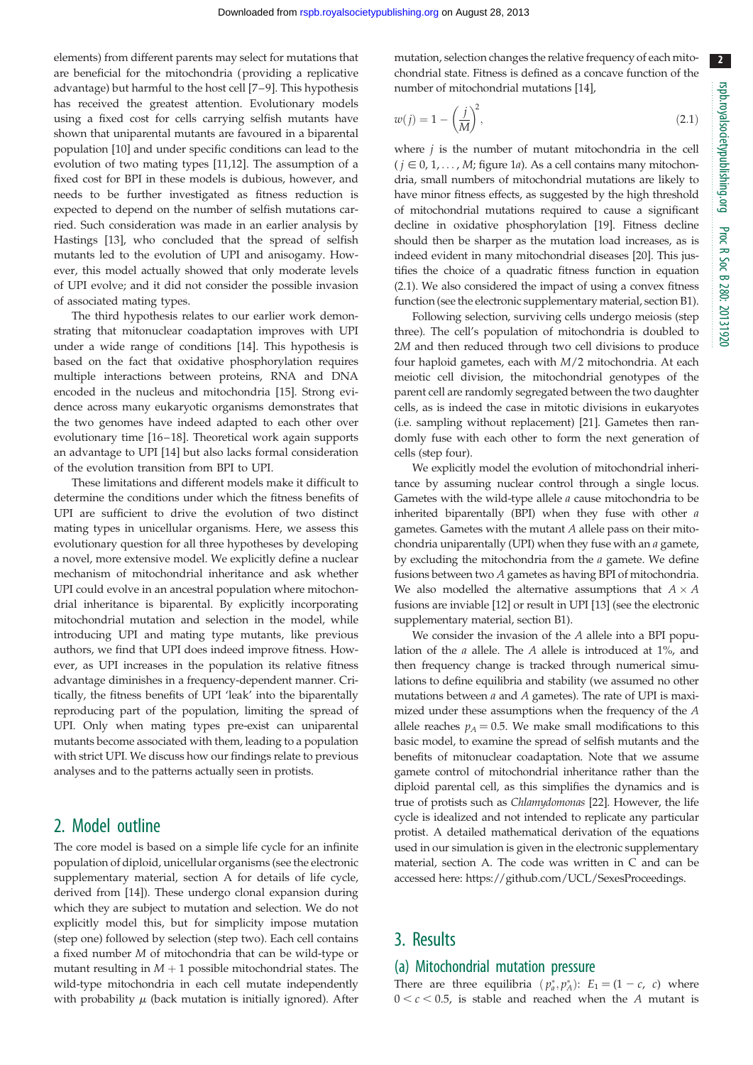elements) from different parents may select for mutations that are beneficial for the mitochondria (providing a replicative advantage) but harmful to the host cell [7–9]. This hypothesis has received the greatest attention. Evolutionary models using a fixed cost for cells carrying selfish mutants have shown that uniparental mutants are favoured in a biparental population [10] and under specific conditions can lead to the evolution of two mating types [11,12]. The assumption of a fixed cost for BPI in these models is dubious, however, and needs to be further investigated as fitness reduction is expected to depend on the number of selfish mutations carried. Such consideration was made in an earlier analysis by Hastings [13], who concluded that the spread of selfish mutants led to the evolution of UPI and anisogamy. However, this model actually showed that only moderate levels of UPI evolve; and it did not consider the possible invasion of associated mating types.

The third hypothesis relates to our earlier work demonstrating that mitonuclear coadaptation improves with UPI under a wide range of conditions [14]. This hypothesis is based on the fact that oxidative phosphorylation requires multiple interactions between proteins, RNA and DNA encoded in the nucleus and mitochondria [15]. Strong evidence across many eukaryotic organisms demonstrates that the two genomes have indeed adapted to each other over evolutionary time [16–18]. Theoretical work again supports an advantage to UPI [14] but also lacks formal consideration of the evolution transition from BPI to UPI.

These limitations and different models make it difficult to determine the conditions under which the fitness benefits of UPI are sufficient to drive the evolution of two distinct mating types in unicellular organisms. Here, we assess this evolutionary question for all three hypotheses by developing a novel, more extensive model. We explicitly define a nuclear mechanism of mitochondrial inheritance and ask whether UPI could evolve in an ancestral population where mitochondrial inheritance is biparental. By explicitly incorporating mitochondrial mutation and selection in the model, while introducing UPI and mating type mutants, like previous authors, we find that UPI does indeed improve fitness. However, as UPI increases in the population its relative fitness advantage diminishes in a frequency-dependent manner. Critically, the fitness benefits of UPI 'leak' into the biparentally reproducing part of the population, limiting the spread of UPI. Only when mating types pre-exist can uniparental mutants become associated with them, leading to a population with strict UPI. We discuss how our findings relate to previous analyses and to the patterns actually seen in protists.

## 2. Model outline

The core model is based on a simple life cycle for an infinite population of diploid, unicellular organisms (see the electronic supplementary material, section A for details of life cycle, derived from [14]). These undergo clonal expansion during which they are subject to mutation and selection. We do not explicitly model this, but for simplicity impose mutation (step one) followed by selection (step two). Each cell contains a fixed number $M$ of mitochondria that can be wild-type or mutant resulting in $M+1$ possible mitochondrial states. The wild-type mitochondria in each cell mutate independently with probability $\mu$ (back mutation is initially ignored). After mutation, selection changes the relative frequency of each mitochondrial state. Fitness is defined as a concave function of the number of mitochondrial mutations [14],

$$w(j) = 1 - \left(\frac{j}{M}\right)^2, \tag{2.1}$$

where $j$ is the number of mutant mitochondria in the cell ($j \in 0, 1, \ldots, M$; figure 1*a*). As a cell contains many mitochondria, small numbers of mitochondrial mutations are likely to have minor fitness effects, as suggested by the high threshold of mitochondrial mutations required to cause a significant decline in oxidative phosphorylation [19]. Fitness decline should then be sharper as the mutation load increases, as is indeed evident in many mitochondrial diseases [20]. This justifies the choice of a quadratic fitness function in equation (2.1). We also considered the impact of using a convex fitness function (see the electronic supplementary material, section B1).

Following selection, surviving cells undergo meiosis (step three). The cell's population of mitochondria is doubled to $2M$ and then reduced through two cell divisions to produce four haploid gametes, each with $M/2$ mitochondria. At each meiotic cell division, the mitochondrial genotypes of the parent cell are randomly segregated between the two daughter cells, as is indeed the case in mitotic divisions in eukaryotes (i.e. sampling without replacement) [21]. Gametes then randomly fuse with each other to form the next generation of cells (step four).

We explicitly model the evolution of mitochondrial inheritance by assuming nuclear control through a single locus. Gametes with the wild-type allele $a$ cause mitochondria to be inherited biparentally (BPI) when they fuse with other $a$ gametes. Gametes with the mutant $A$ allele pass on their mitochondria uniparentally (UPI) when they fuse with an $a$ gamete, by excluding the mitochondria from the $a$ gamete. We define fusions between two $A$ gametes as having BPI of mitochondria. We also modelled the alternative assumptions that $A \times A$ fusions are inviable [12] or result in UPI [13] (see the electronic supplementary material, section B1).

We consider the invasion of the $A$ allele into a BPI population of the $a$ allele. The $A$ allele is introduced at 1%, and then frequency change is tracked through numerical simulations to define equilibria and stability (we assumed no other mutations between $a$ and $A$ gametes). The rate of UPI is maximized under these assumptions when the frequency of the $A$ allele reaches $p_A = 0.5$. We make small modifications to this basic model, to examine the spread of selfish mutants and the benefits of mitonuclear coadaptation. Note that we assume gamete control of mitochondrial inheritance rather than the diploid parental cell, as this simplifies the dynamics and is true of protists such as *Chlamydomonas* [22]. However, the life cycle is idealized and not intended to replicate any particular protist. A detailed mathematical derivation of the equations used in our simulation is given in the electronic supplementary material, section A. The code was written in C and can be accessed here: https://github.com/UCL/SexesProceedings.

## 3. Results

### (a) Mitochondrial mutation pressure

There are three equilibria $(p_a^*, p_A^*)$: $E_1 = (1-c,\ c)$ where $0 < c < 0.5$, is stable and reached when the $A$ mutant is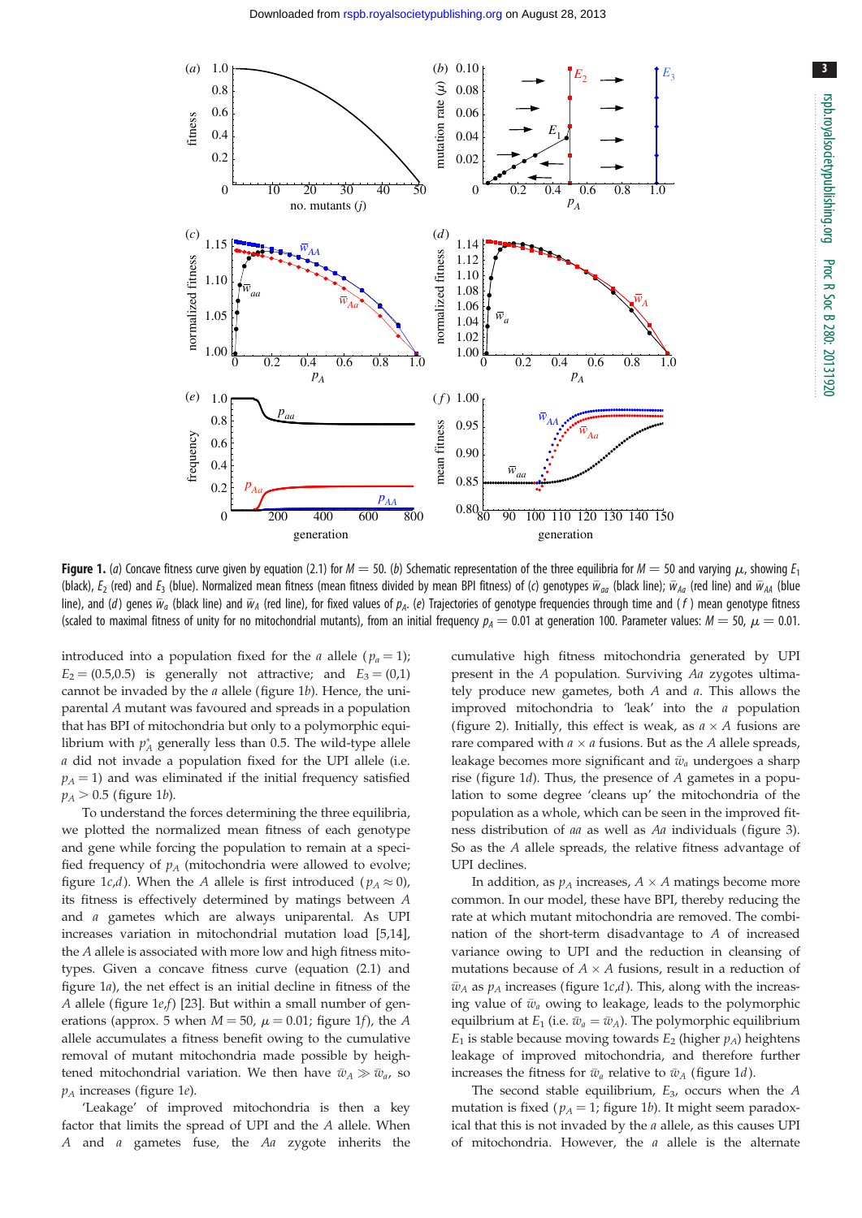**Figure 1.** (*a*) Concave fitness curve given by equation (2.1) for $M = 50$. (*b*) Schematic representation of the three equilibria for $M = 50$ and varying $\mu$, showing $E_1$ (black), $E_2$ (red) and $E_3$ (blue). Normalized mean fitness (mean fitness divided by mean BPI fitness) of (*c*) genotypes $\bar{w}_{aa}$ (black line); $\bar{w}_{Aa}$ (red line) and $\bar{w}_{AA}$ (blue line), and (*d*) genes $\bar{w}_a$ (black line) and $\bar{w}_A$ (red line), for fixed values of $p_A$. (*e*) Trajectories of genotype frequencies through time and (*f*) mean genotype fitness (scaled to maximal fitness of unity for no mitochondrial mutants), from an initial frequency $p_A = 0.01$ at generation 100. Parameter values: $M = 50$, $\mu = 0.01$.

introduced into a population fixed for the *a* allele ($p_a = 1$); $E_2 = (0.5,0.5)$ is generally not attractive; and $E_3 = (0,1)$ cannot be invaded by the *a* allele (figure 1*b*). Hence, the uniparental *A* mutant was favoured and spreads in a population that has BPI of mitochondria but only to a polymorphic equilibrium with $p_A^*$ generally less than 0.5. The wild-type allele *a* did not invade a population fixed for the UPI allele (i.e. $p_A = 1$) and was eliminated if the initial frequency satisfied $p_A > 0.5$ (figure 1*b*).

To understand the forces determining the three equilibria, we plotted the normalized mean fitness of each genotype and gene while forcing the population to remain at a specified frequency of $p_A$ (mitochondria were allowed to evolve; figure 1*c*,*d*). When the *A* allele is first introduced ($p_A \approx 0$), its fitness is effectively determined by matings between *A* and *a* gametes which are always uniparental. As UPI increases variation in mitochondrial mutation load [5,14], the *A* allele is associated with more low and high fitness mitotypes. Given a concave fitness curve (equation (2.1) and figure 1*a*), the net effect is an initial decline in fitness of the *A* allele (figure 1*e*,*f*) [23]. But within a small number of generations (approx. 5 when $M = 50$, $\mu = 0.01$; figure 1*f*), the *A* allele accumulates a fitness benefit owing to the cumulative removal of mutant mitochondria made possible by heightened mitochondrial variation. We then have $\bar{w}_A \gg \bar{w}_a$, so $p_A$ increases (figure 1*e*).

'Leakage' of improved mitochondria is then a key factor that limits the spread of UPI and the *A* allele. When *A* and *a* gametes fuse, the *Aa* zygote inherits the cumulative high fitness mitochondria generated by UPI present in the *A* population. Surviving *Aa* zygotes ultimately produce new gametes, both *A* and *a*. This allows the improved mitochondria to 'leak' into the *a* population (figure 2). Initially, this effect is weak, as $a \times A$ fusions are rare compared with $a \times a$ fusions. But as the *A* allele spreads, leakage becomes more significant and $\bar{w}_a$ undergoes a sharp rise (figure 1*d*). Thus, the presence of *A* gametes in a population to some degree 'cleans up' the mitochondria of the population as a whole, which can be seen in the improved fitness distribution of *aa* as well as *Aa* individuals (figure 3). So as the *A* allele spreads, the relative fitness advantage of UPI declines.

In addition, as $p_A$ increases, $A \times A$ matings become more common. In our model, these have BPI, thereby reducing the rate at which mutant mitochondria are removed. The combination of the short-term disadvantage to *A* of increased variance owing to UPI and the reduction in cleansing of mutations because of $A \times A$ fusions, result in a reduction of $\bar{w}_A$ as $p_A$ increases (figure 1*c*,*d*). This, along with the increasing value of $\bar{w}_a$ owing to leakage, leads to the polymorphic equilibrium at $E_1$ (i.e. $\bar{w}_a = \bar{w}_A$). The polymorphic equilibrium $E_1$ is stable because moving towards $E_2$ (higher $p_A$) heightens leakage of improved mitochondria, and therefore further increases the fitness for $\bar{w}_a$ relative to $\bar{w}_A$ (figure 1*d*).

The second stable equilibrium, $E_3$, occurs when the *A* mutation is fixed ($p_A = 1$; figure 1*b*). It might seem paradoxical that this is not invaded by the *a* allele, as this causes UPI of mitochondria. However, the *a* allele is the alternate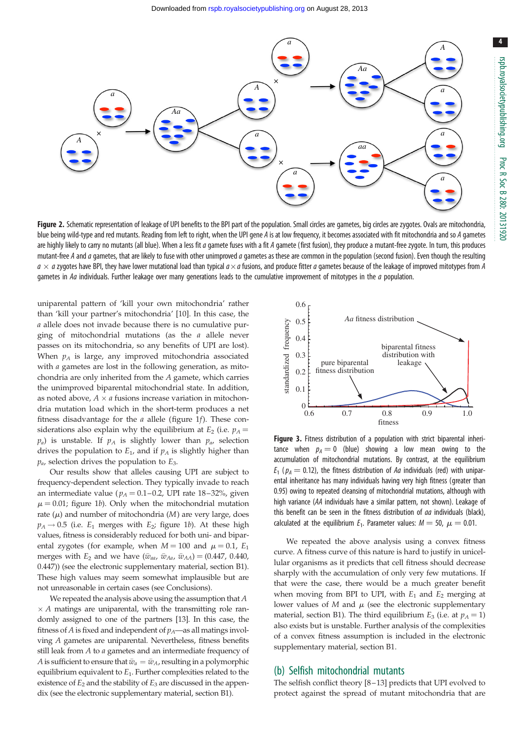**Figure 2.** Schematic representation of leakage of UPI benefits to the BPI part of the population. Small circles are gametes, big circles are zygotes. Ovals are mitochondria, blue being wild-type and red mutants. Reading from left to right, when the UPI gene *A* is at low frequency, it becomes associated with fit mitochondria and so *A* gametes are highly likely to carry no mutants (all blue). When a less fit *a* gamete fuses with a fit *A* gamete (first fusion), they produce a mutant-free zygote. In turn, this produces mutant-free *A* and *a* gametes, that are likely to fuse with other unimproved *a* gametes as these are common in the population (second fusion). Even though the resulting $a \times a$ zygotes have BPI, they have lower mutational load than typical $a \times a$ fusions, and produce fitter *a* gametes because of the leakage of improved mitotypes from *A* gametes in *Aa* individuals. Further leakage over many generations leads to the cumulative improvement of mitotypes in the *a* population.

uniparental pattern of 'kill your own mitochondria' rather than 'kill your partner's mitochondria' [10]. In this case, the *a* allele does not invade because there is no cumulative purging of mitochondrial mutations (as the *a* allele never passes on its mitochondria, so any benefits of UPI are lost). When $p_A$ is large, any improved mitochondria associated with *a* gametes are lost in the following generation, as mitochondria are only inherited from the *A* gamete, which carries the unimproved biparental mitochondrial state. In addition, as noted above, $A \times a$ fusions increase variation in mitochondria mutation load which in the short-term produces a net fitness disadvantage for the *a* allele (figure 1*f*). These considerations also explain why the equilibrium at $E_2$ (i.e. $p_A = p_a$) is unstable. If $p_A$ is slightly lower than $p_a$, selection drives the population to $E_1$, and if $p_A$ is slightly higher than $p_a$, selection drives the population to $E_3$.

Our results show that alleles causing UPI are subject to frequency-dependent selection. They typically invade to reach an intermediate value ($p_A = 0.1$–$0.2$, UPI rate 18–32%, given $\mu = 0.01$; figure 1*b*). Only when the mitochondrial mutation rate ($\mu$) and number of mitochondria ($M$) are very large, does $p_A \to 0.5$ (i.e. $E_1$ merges with $E_2$; figure 1*b*). At these high values, fitness is considerably reduced for both uni- and biparental zygotes (for example, when $M = 100$ and $\mu = 0.1$, $E_1$ merges with $E_2$ and we have $(\bar{w}_{aa}, \bar{w}_{Aa}, \bar{w}_{AA}) = (0.447, 0.440, 0.447)$) (see the electronic supplementary material, section B1). These high values may seem somewhat implausible but are not unreasonable in certain cases (see Conclusions).

We repeated the analysis above using the assumption that $A \times A$ matings are uniparental, with the transmitting role randomly assigned to one of the partners [13]. In this case, the fitness of *A* is fixed and independent of $p_A$—as all matings involving *A* gametes are uniparental. Nevertheless, fitness benefits still leak from *A* to *a* gametes and an intermediate frequency of *A* is sufficient to ensure that $\bar{w}_a = \bar{w}_A$, resulting in a polymorphic equilibrium equivalent to $E_1$. Further complexities related to the existence of $E_2$ and the stability of $E_3$ are discussed in the appendix (see the electronic supplementary material, section B1).

**Figure 3.** Fitness distribution of a population with strict biparental inheritance when $p_A = 0$ (blue) showing a low mean owing to the accumulation of mitochondrial mutations. By contrast, at the equilibrium $E_1$ ($p_A = 0.12$), the fitness distribution of *Aa* individuals (red) with uniparental inheritance has many individuals having very high fitness (greater than 0.95) owing to repeated cleansing of mitochondrial mutations, although with high variance (*AA* individuals have a similar pattern, not shown). Leakage of this benefit can be seen in the fitness distribution of *aa* individuals (black), calculated at the equilibrium $E_1$. Parameter values: $M = 50$, $\mu = 0.01$.

We repeated the above analysis using a convex fitness curve. A fitness curve of this nature is hard to justify in unicellular organisms as it predicts that cell fitness should decrease sharply with the accumulation of only very few mutations. If that were the case, there would be a much greater benefit when moving from BPI to UPI, with $E_1$ and $E_2$ merging at lower values of $M$ and $\mu$ (see the electronic supplementary material, section B1). The third equilibrium $E_3$ (i.e. at $p_A = 1$) also exists but is unstable. Further analysis of the complexities of a convex fitness assumption is included in the electronic supplementary material, section B1.

## (b) Selfish mitochondrial mutants

The selfish conflict theory [8–13] predicts that UPI evolved to protect against the spread of mutant mitochondria that are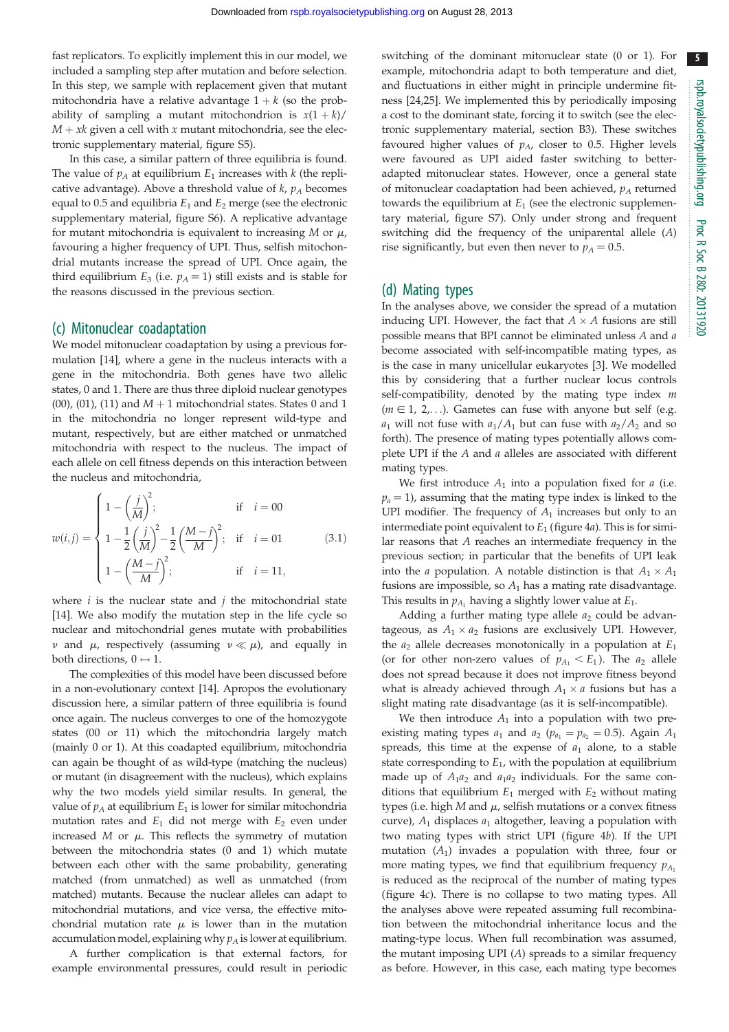fast replicators. To explicitly implement this in our model, we included a sampling step after mutation and before selection. In this step, we sample with replacement given that mutant mitochondria have a relative advantage $1 + k$ (so the probability of sampling a mutant mitochondrion is $x(1 + k)/M + xk$ given a cell with $x$ mutant mitochondrion, see the electronic supplementary material, figure S5).

In this case, a similar pattern of three equilibria is found. The value of $p_A$ at equilibrium $E_1$ increases with $k$ (the replicative advantage). Above a threshold value of $k$, $p_A$ becomes equal to 0.5 and equilibria $E_1$ and $E_2$ merge (see the electronic supplementary material, figure S6). A replicative advantage for mutant mitochondria is equivalent to increasing $M$ or $\mu$, favouring a higher frequency of UPI. Thus, selfish mitochondrial mutants increase the spread of UPI. Once again, the third equilibrium $E_3$ (i.e. $p_A = 1$) still exists and is stable for the reasons discussed in the previous section.

## (c) Mitonuclear coadaptation

We model mitonuclear coadaptation by using a previous formulation [14], where a gene in the nucleus interacts with a gene in the mitochondria. Both genes have two allelic states, 0 and 1. There are thus three diploid nuclear genotypes (00), (01), (11) and $M + 1$ mitochondrial states. States 0 and 1 in the mitochondria no longer represent wild-type and mutant, respectively, but are either matched or unmatched mitochondria with respect to the nucleus. The impact of each allele on cell fitness depends on this interaction between the nucleus and mitochondria,

$$w(i,j) = \begin{cases} 1 - \left(\dfrac{j}{M}\right)^2; & \text{if} \quad i = 00 \\[2ex] 1 - \dfrac{1}{2}\left(\dfrac{j}{M}\right)^2 - \dfrac{1}{2}\left(\dfrac{M-j}{M}\right)^2; & \text{if} \quad i = 01 \\[2ex] 1 - \left(\dfrac{M-j}{M}\right)^2; & \text{if} \quad i = 11, \end{cases} \tag{3.1}$$

where $i$ is the nuclear state and $j$ the mitochondrial state [14]. We also modify the mutation step in the life cycle so nuclear and mitochondrial genes mutate with probabilities $\nu$ and $\mu$, respectively (assuming $\nu \ll \mu$), and equally in both directions, $0 \leftrightarrow 1$.

The complexities of this model have been discussed before in a non-evolutionary context [14]. Apropos the evolutionary discussion here, a similar pattern of three equilibria is found once again. The nucleus converges to one of the homozygote states (00 or 11) which the mitochondria largely match (mainly 0 or 1). At this coadapted equilibrium, mitochondria can again be thought of as wild-type (matching the nucleus) or mutant (in disagreement with the nucleus), which explains why the two models yield similar results. In general, the value of $p_A$ at equilibrium $E_1$ is lower for similar mitochondria mutation rates and $E_1$ did not merge with $E_2$ even under increased $M$ or $\mu$. This reflects the symmetry of mutation between the mitochondria states (0 and 1) which mutate between each other with the same probability, generating matched (from unmatched) as well as unmatched (from matched) mutants. Because the nuclear alleles can adapt to mitochondrial mutations, and vice versa, the effective mitochondrial mutation rate $\mu$ is lower than in the mutation accumulation model, explaining why $p_A$ is lower at equilibrium.

A further complication is that external factors, for example environmental pressures, could result in periodic switching of the dominant mitonuclear state (0 or 1). For example, mitochondria adapt to both temperature and diet, and fluctuations in either might in principle undermine fitness [24,25]. We implemented this by periodically imposing a cost to the dominant state, forcing it to switch (see the electronic supplementary material, section B3). These switches favoured higher values of $p_A$, closer to 0.5. Higher levels were favoured as UPI aided faster switching to better-adapted mitonuclear states. However, once a general state of mitonuclear coadaptation had been achieved, $p_A$ returned towards the equilibrium at $E_1$ (see the electronic supplementary material, figure S7). Only under strong and frequent switching did the frequency of the uniparental allele ($A$) rise significantly, but even then never to $p_A = 0.5$.

## (d) Mating types

In the analyses above, we consider the spread of a mutation inducing UPI. However, the fact that $A \times A$ fusions are still possible means that BPI cannot be eliminated unless $A$ and $a$ become associated with self-incompatible mating types, as is the case in many unicellular eukaryotes [3]. We modelled this by considering that a further nuclear locus controls self-compatibility, denoted by the mating type index $m$ ($m \in 1, 2, \ldots$). Gametes can fuse with anyone but self (e.g. $a_1$ will not fuse with $a_1/A_1$ but can fuse with $a_2/A_2$ and so forth). The presence of mating types potentially allows complete UPI if the $A$ and $a$ alleles are associated with different mating types.

We first introduce $A_1$ into a population fixed for $a$ (i.e. $p_a = 1$), assuming that the mating type index is linked to the UPI modifier. The frequency of $A_1$ increases but only to an intermediate point equivalent to $E_1$ (figure 4*a*). This is for similar reasons that $A$ reaches an intermediate frequency in the previous section; in particular that the benefits of UPI leak into the $a$ population. A notable distinction is that $A_1 \times A_1$ fusions are impossible, so $A_1$ has a mating rate disadvantage. This results in $p_{A_1}$ having a slightly lower value at $E_1$.

Adding a further mating type allele $a_2$ could be advantageous, as $A_1 \times a_2$ fusions are exclusively UPI. However, the $a_2$ allele decreases monotonically in a population at $E_1$ (or for other non-zero values of $p_{A_1} < E_1$). The $a_2$ allele does not spread because it does not improve fitness beyond what is already achieved through $A_1 \times a$ fusions but has a slight mating rate disadvantage (as it is self-incompatible).

We then introduce $A_1$ into a population with two pre-existing mating types $a_1$ and $a_2$ ($p_{a_1} = p_{a_2} = 0.5$). Again $A_1$ spreads, this time at the expense of $a_1$ alone, to a stable state corresponding to $E_1$, with the population at equilibrium made up of $A_1a_2$ and $a_1a_2$ individuals. For the same conditions that equilibrium $E_1$ merged with $E_2$ without mating types (i.e. high $M$ and $\mu$, selfish mutations or a convex fitness curve), $A_1$ displaces $a_1$ altogether, leaving a population with two mating types with strict UPI (figure 4*b*). If the UPI mutation ($A_1$) invades a population with three, four or more mating types, we find that equilibrium frequency $p_{A_1}$ is reduced as the reciprocal of the number of mating types (figure 4*c*). There is no collapse to two mating types. All the analyses above were repeated assuming full recombination between the mitochondrial inheritance locus and the mating-type locus. When full recombination was assumed, the mutant imposing UPI ($A$) spreads to a similar frequency as before. However, in this case, each mating type becomes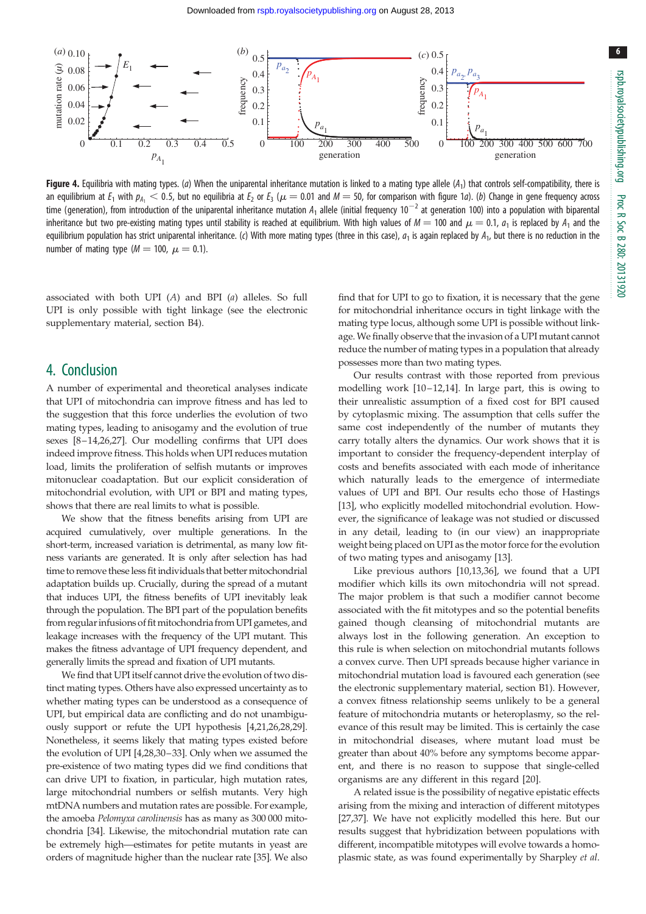(a) 0.10 0.08 0.06 0.04 0.02 0
mutation rate (μ)
$E_1$
0.1 0.2 0.3 0.4 0.5
$p_{A_1}$

(b) 0.5 0.4 0.3 0.2 0.1 0
frequency
$p_{a_2}$ $p_{A_1}$ $p_{a_1}$
100 200 300 400 500
generation

(c) 0.5 0.4 0.3 0.2 0.1 0
frequency
$p_{a_2}, p_{a_3}$ $p_{A_1}$ $p_{a_1}$
100 200 300 400 500 600 700
generation

**Figure 4.** Equilibria with mating types. (*a*) When the uniparental inheritance mutation is linked to a mating type allele ($A_1$) that controls self-compatibility, there is an equilibrium at $E_1$ with $p_{A_1} < 0.5$, but no equilibria at $E_2$ or $E_3$ ($\mu = 0.01$ and $M = 50$, for comparison with figure 1*a*). (*b*) Change in gene frequency across time (generation), from introduction of the uniparental inheritance mutation $A_1$ allele (initial frequency $10^{-2}$ at generation 100) into a population with biparental inheritance but two pre-existing mating types until stability is reached at equilibrium. With high values of $M = 100$ and $\mu = 0.1$, $a_1$ is replaced by $A_1$ and the equilibrium population has strict uniparental inheritance. (*c*) With more mating types (three in this case), $a_1$ is again replaced by $A_1$, but there is no reduction in the number of mating type ($M = 100$, $\mu = 0.1$).

associated with both UPI ($A$) and BPI ($a$) alleles. So full UPI is only possible with tight linkage (see the electronic supplementary material, section B4).

## 4. Conclusion

A number of experimental and theoretical analyses indicate that UPI of mitochondria can improve fitness and has led to the suggestion that this force underlies the evolution of two mating types, leading to anisogamy and the evolution of true sexes [8–14,26,27]. Our modelling confirms that UPI does indeed improve fitness. This holds when UPI reduces mutation load, limits the proliferation of selfish mutants or improves mitonuclear coadaptation. But our explicit consideration of mitochondrial evolution, with UPI or BPI and mating types, shows that there are real limits to what is possible.

We show that the fitness benefits arising from UPI are acquired cumulatively, over multiple generations. In the short-term, increased variation is detrimental, as many low fitness variants are generated. It is only after selection has had time to remove these less fit individuals that better mitochondrial adaptation builds up. Crucially, during the spread of a mutant that induces UPI, the fitness benefits of UPI inevitably leak through the population. The BPI part of the population benefits from regular infusions of fit mitochondria from UPI gametes, and leakage increases with the frequency of the UPI mutant. This makes the fitness advantage of UPI frequency dependent, and generally limits the spread and fixation of UPI mutants.

We find that UPI itself cannot drive the evolution of two distinct mating types. Others have also expressed uncertainty as to whether mating types can be understood as a consequence of UPI, but empirical data are conflicting and do not unambiguously support or refute the UPI hypothesis [4,21,26,28,29]. Nonetheless, it seems likely that mating types existed before the evolution of UPI [4,28,30–33]. Only when we assumed the pre-existence of two mating types did we find conditions that can drive UPI to fixation, in particular, high mutation rates, large mitochondrial numbers or selfish mutants. Very high mtDNA numbers and mutation rates are possible. For example, the amoeba *Pelomyxa carolinensis* has as many as 300 000 mitochondria [34]. Likewise, the mitochondrial mutation rate can be extremely high—estimates for petite mutants in yeast are orders of magnitude higher than the nuclear rate [35]. We also find that for UPI to go to fixation, it is necessary that the gene for mitochondrial inheritance occurs in tight linkage with the mating type locus, although some UPI is possible without linkage. We finally observe that the invasion of a UPI mutant cannot reduce the number of mating types in a population that already possesses more than two mating types.

Our results contrast with those reported from previous modelling work [10–12,14]. In large part, this is owing to their unrealistic assumption of a fixed cost for BPI caused by cytoplasmic mixing. The assumption that cells suffer the same cost independently of the number of mutants they carry totally alters the dynamics. Our work shows that it is important to consider the frequency-dependent interplay of costs and benefits associated with each mode of inheritance which naturally leads to the emergence of intermediate values of UPI and BPI. Our results echo those of Hastings [13], who explicitly modelled mitochondrial evolution. However, the significance of leakage was not studied or discussed in any detail, leading to (in our view) an inappropriate weight being placed on UPI as the motor force for the evolution of two mating types and anisogamy [13].

Like previous authors [10,13,36], we found that a UPI modifier which kills its own mitochondria will not spread. The major problem is that such a modifier cannot become associated with the fit mitotypes and so the potential benefits gained though cleansing of mitochondrial mutants are always lost in the following generation. An exception to this rule is when selection on mitochondrial mutants follows a convex curve. Then UPI spreads because higher variance in mitochondrial mutation load is favoured each generation (see the electronic supplementary material, section B1). However, a convex fitness relationship seems unlikely to be a general feature of mitochondria mutants or heteroplasmy, so the relevance of this result may be limited. This is certainly the case in mitochondrial diseases, where mutant load must be greater than about 40% before any symptoms become apparent, and there is no reason to suppose that single-celled organisms are any different in this regard [20].

A related issue is the possibility of negative epistatic effects arising from the mixing and interaction of different mitotypes [27,37]. We have not explicitly modelled this here. But our results suggest that hybridization between populations with different, incompatible mitotypes will evolve towards a homoplasmic state, as was found experimentally by Sharpley *et al.*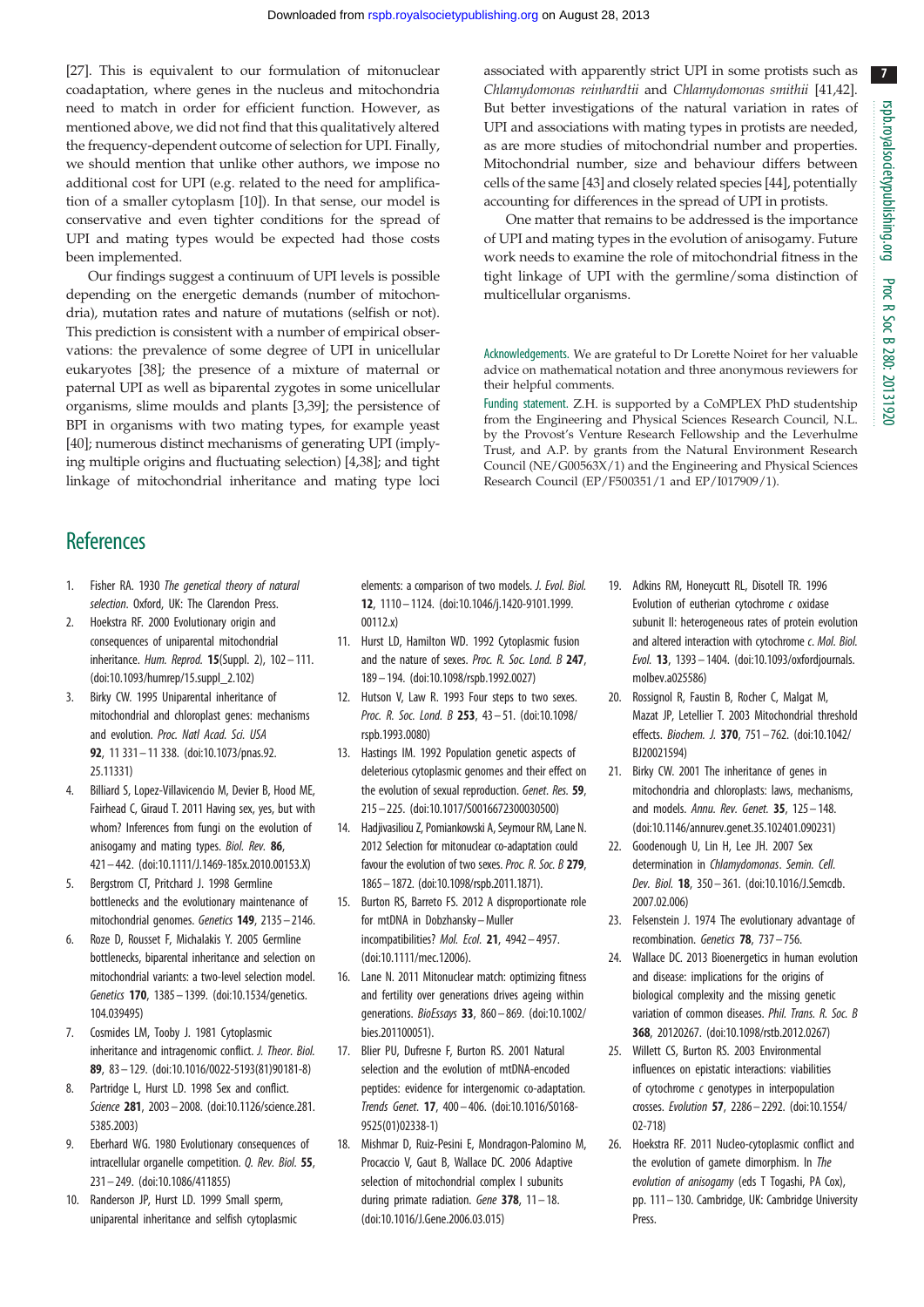[27]. This is equivalent to our formulation of mitonuclear coadaptation, where genes in the nucleus and mitochondria need to match in order for efficient function. However, as mentioned above, we did not find that this qualitatively altered the frequency-dependent outcome of selection for UPI. Finally, we should mention that unlike other authors, we impose no additional cost for UPI (e.g. related to the need for amplification of a smaller cytoplasm [10]). In that sense, our model is conservative and even tighter conditions for the spread of UPI and mating types would be expected had those costs been implemented.

Our findings suggest a continuum of UPI levels is possible depending on the energetic demands (number of mitochondria), mutation rates and nature of mutations (selfish or not). This prediction is consistent with a number of empirical observations: the prevalence of some degree of UPI in unicellular eukaryotes [38]; the presence of a mixture of maternal or paternal UPI as well as biparental zygotes in some unicellular organisms, slime moulds and plants [3,39]; the persistence of BPI in organisms with two mating types, for example yeast [40]; numerous distinct mechanisms of generating UPI (implying multiple origins and fluctuating selection) [4,38]; and tight linkage of mitochondrial inheritance and mating type loci associated with apparently strict UPI in some protists such as *Chlamydomonas reinhardtii* and *Chlamydomonas smithii* [41,42]. But better investigations of the natural variation in rates of UPI and associations with mating types in protists are needed, as are more studies of mitochondrial number and properties. Mitochondrial number, size and behaviour differs between cells of the same [43] and closely related species [44], potentially accounting for differences in the spread of UPI in protists.

One matter that remains to be addressed is the importance of UPI and mating types in the evolution of anisogamy. Future work needs to examine the role of mitochondrial fitness in the tight linkage of UPI with the germline/soma distinction of multicellular organisms.

Acknowledgements. We are grateful to Dr Lorette Noiret for her valuable advice on mathematical notation and three anonymous reviewers for their helpful comments.

Funding statement. Z.H. is supported by a CoMPLEX PhD studentship from the Engineering and Physical Sciences Research Council, N.L. by the Provost's Venture Research Fellowship and the Leverhulme Trust, and A.P. by grants from the Natural Environment Research Council (NE/G00563X/1) and the Engineering and Physical Sciences Research Council (EP/F500351/1 and EP/I017909/1).

## References

1. Fisher RA. 1930 *The genetical theory of natural selection*. Oxford, UK: The Clarendon Press.
2. Hoekstra RF. 2000 Evolutionary origin and consequences of uniparental mitochondrial inheritance. *Hum. Reprod.* **15**(Suppl. 2), 102–111. (doi:10.1093/humrep/15.suppl_2.102)
3. Birky CW. 1995 Uniparental inheritance of mitochondrial and chloroplast genes: mechanisms and evolution. *Proc. Natl Acad. Sci. USA* **92**, 11 331–11 338. (doi:10.1073/pnas.92.25.11331)
4. Billiard S, Lopez-Villavicencio M, Devier B, Hood ME, Fairhead C, Giraud T. 2011 Having sex, yes, but with whom? Inferences from fungi on the evolution of anisogamy and mating types. *Biol. Rev.* **86**, 421–442. (doi:10.1111/J.1469-185x.2010.00153.X)
5. Bergstrom CT, Pritchard J. 1998 Germline bottlenecks and the evolutionary maintenance of mitochondrial genomes. *Genetics* **149**, 2135–2146.
6. Roze D, Rousset F, Michalakis Y. 2005 Germline bottlenecks, biparental inheritance and selection on mitochondrial variants: a two-level selection model. *Genetics* **170**, 1385–1399. (doi:10.1534/genetics.104.039495)
7. Cosmides LM, Tooby J. 1981 Cytoplasmic inheritance and intragenomic conflict. *J. Theor. Biol.* **89**, 83–129. (doi:10.1016/0022-5193(81)90181-8)
8. Partridge L, Hurst LD. 1998 Sex and conflict. *Science* **281**, 2003–2008. (doi:10.1126/science.281.5385.2003)
9. Eberhard WG. 1980 Evolutionary consequences of intracellular organelle competition. *Q. Rev. Biol.* **55**, 231–249. (doi:10.1086/411855)
10. Randerson JP, Hurst LD. 1999 Small sperm, uniparental inheritance and selfish cytoplasmic elements: a comparison of two models. *J. Evol. Biol.* **12**, 1110–1124. (doi:10.1046/j.1420-9101.1999.00112.x)
11. Hurst LD, Hamilton WD. 1992 Cytoplasmic fusion and the nature of sexes. *Proc. R. Soc. Lond. B* **247**, 189–194. (doi:10.1098/rspb.1992.0027)
12. Hutson V, Law R. 1993 Four steps to two sexes. *Proc. R. Soc. Lond. B* **253**, 43–51. (doi:10.1098/rspb.1993.0080)
13. Hastings IM. 1992 Population genetic aspects of deleterious cytoplasmic genomes and their effect on the evolution of sexual reproduction. *Genet. Res.* **59**, 215–225. (doi:10.1017/S0016672300030500)
14. Hadjivasiliou Z, Pomiankowski A, Seymour RM, Lane N. 2012 Selection for mitonuclear co-adaptation could favour the evolution of two sexes. *Proc. R. Soc. B* **279**, 1865–1872. (doi:10.1098/rspb.2011.1871).
15. Burton RS, Barreto FS. 2012 A disproportionate role for mtDNA in Dobzhansky–Muller incompatibilities? *Mol. Ecol.* **21**, 4942–4957. (doi:10.1111/mec.12006).
16. Lane N. 2011 Mitonuclear match: optimizing fitness and fertility over generations drives ageing within generations. *BioEssays* **33**, 860–869. (doi:10.1002/bies.201100051).
17. Blier PU, Dufresne F, Burton RS. 2001 Natural selection and the evolution of mtDNA-encoded peptides: evidence for intergenomic co-adaptation. *Trends Genet.* **17**, 400–406. (doi:10.1016/S0168-9525(01)02338-1)
18. Mishmar D, Ruiz-Pesini E, Mondragon-Palomino M, Procaccio V, Gaut B, Wallace DC. 2006 Adaptive selection of mitochondrial complex I subunits during primate radiation. *Gene* **378**, 11–18. (doi:10.1016/J.Gene.2006.03.015)
19. Adkins RM, Honeycutt RL, Disotell TR. 1996 Evolution of eutherian cytochrome *c* oxidase subunit II: heterogeneous rates of protein evolution and altered interaction with cytochrome *c*. *Mol. Biol. Evol.* **13**, 1393–1404. (doi:10.1093/oxfordjournals.molbev.a025586)
20. Rossignol R, Faustin B, Rocher C, Malgat M, Mazat JP, Letellier T. 2003 Mitochondrial threshold effects. *Biochem. J.* **370**, 751–762. (doi:10.1042/BJ20021594)
21. Birky CW. 2001 The inheritance of genes in mitochondria and chloroplasts: laws, mechanisms, and models. *Annu. Rev. Genet.* **35**, 125–148. (doi:10.1146/annurev.genet.35.102401.090231)
22. Goodenough U, Lin H, Lee JH. 2007 Sex determination in *Chlamydomonas*. *Semin. Cell. Dev. Biol.* **18**, 350–361. (doi:10.1016/J.Semcdb.2007.02.006)
23. Felsenstein J. 1974 The evolutionary advantage of recombination. *Genetics* **78**, 737–756.
24. Wallace DC. 2013 Bioenergetics in human evolution and disease: implications for the origins of biological complexity and the missing genetic variation of common diseases. *Phil. Trans. R. Soc. B* **368**, 20120267. (doi:10.1098/rstb.2012.0267)
25. Willett CS, Burton RS. 2003 Environmental influences on epistatic interactions: viabilities of cytochrome *c* genotypes in interpopulation crosses. *Evolution* **57**, 2286–2292. (doi:10.1554/02-718)
26. Hoekstra RF. 2011 Nucleo-cytoplasmic conflict and the evolution of gamete dimorphism. In *The evolution of anisogamy* (eds T Togashi, PA Cox), pp. 111–130. Cambridge, UK: Cambridge University Press.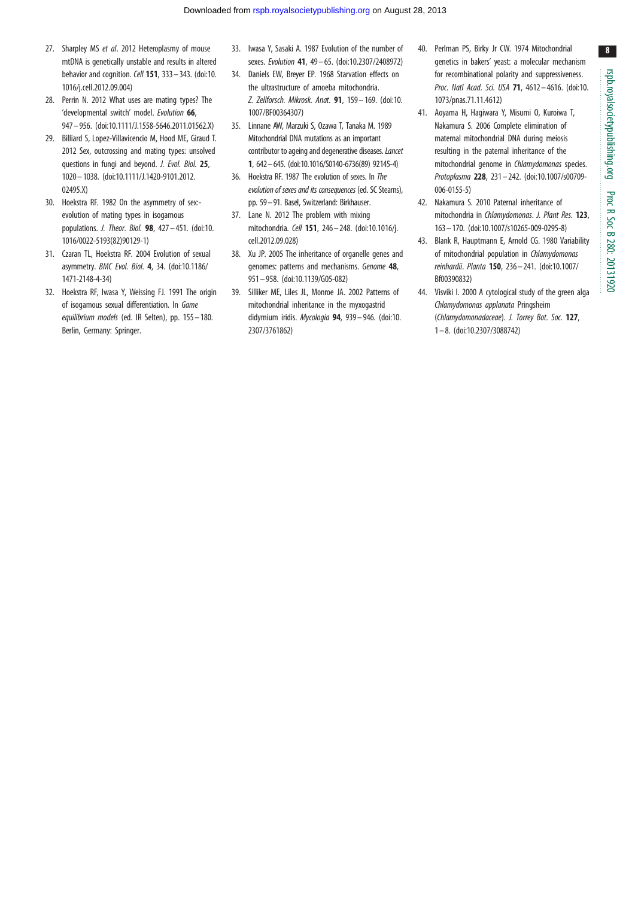27. Sharpley MS *et al*. 2012 Heteroplasmy of mouse mtDNA is genetically unstable and results in altered behavior and cognition. *Cell* **151**, 333–343. (doi:10.1016/j.cell.2012.09.004)
28. Perrin N. 2012 What uses are mating types? The 'developmental switch' model. *Evolution* **66**, 947–956. (doi:10.1111/J.1558-5646.2011.01562.X)
29. Billiard S, Lopez-Villavicencio M, Hood ME, Giraud T. 2012 Sex, outcrossing and mating types: unsolved questions in fungi and beyond. *J. Evol. Biol.* **25**, 1020–1038. (doi:10.1111/J.1420-9101.2012.02495.X)
30. Hoekstra RF. 1982 On the asymmetry of sex:-evolution of mating types in isogamous populations. *J. Theor. Biol.* **98**, 427–451. (doi:10.1016/0022-5193(82)90129-1)
31. Czaran TL, Hoekstra RF. 2004 Evolution of sexual asymmetry. *BMC Evol. Biol.* **4**, 34. (doi:10.1186/1471-2148-4-34)
32. Hoekstra RF, Iwasa Y, Weissing FJ. 1991 The origin of isogamous sexual differentiation. In *Game equilibrium models* (ed. IR Selten), pp. 155–180. Berlin, Germany: Springer.
33. Iwasa Y, Sasaki A. 1987 Evolution of the number of sexes. *Evolution* **41**, 49–65. (doi:10.2307/2408972)
34. Daniels EW, Breyer EP. 1968 Starvation effects on the ultrastructure of amoeba mitochondria. *Z. Zellforsch. Mikrosk. Anat.* **91**, 159–169. (doi:10.1007/BF00364307)
35. Linnane AW, Marzuki S, Ozawa T, Tanaka M. 1989 Mitochondrial DNA mutations as an important contributor to ageing and degenerative diseases. *Lancet* **1**, 642–645. (doi:10.1016/S0140-6736(89) 92145-4)
36. Hoekstra RF. 1987 The evolution of sexes. In *The evolution of sexes and its consequences* (ed. SC Stearns), pp. 59–91. Basel, Switzerland: Birkhauser.
37. Lane N. 2012 The problem with mixing mitochondria. *Cell* **151**, 246–248. (doi:10.1016/j.cell.2012.09.028)
38. Xu JP. 2005 The inheritance of organelle genes and genomes: patterns and mechanisms. *Genome* **48**, 951–958. (doi:10.1139/G05-082)
39. Silliker ME, Liles JL, Monroe JA. 2002 Patterns of mitochondrial inheritance in the myxogastrid didymium iridis. *Mycologia* **94**, 939–946. (doi:10.2307/3761862)
40. Perlman PS, Birky Jr CW. 1974 Mitochondrial genetics in bakers' yeast: a molecular mechanism for recombinational polarity and suppressiveness. *Proc. Natl Acad. Sci. USA* **71**, 4612–4616. (doi:10.1073/pnas.71.11.4612)
41. Aoyama H, Hagiwara Y, Misumi O, Kuroiwa T, Nakamura S. 2006 Complete elimination of maternal mitochondrial DNA during meiosis resulting in the paternal inheritance of the mitochondrial genome in *Chlamydomonas* species. *Protoplasma* **228**, 231–242. (doi:10.1007/s00709-006-0155-5)
42. Nakamura S. 2010 Paternal inheritance of mitochondria in *Chlamydomonas*. *J. Plant Res.* **123**, 163–170. (doi:10.1007/s10265-009-0295-8)
43. Blank R, Hauptmann E, Arnold CG. 1980 Variability of mitochondrial population in *Chlamydomonas reinhardii*. *Planta* **150**, 236–241. (doi:10.1007/Bf00390832)
44. Visviki I. 2000 A cytological study of the green alga *Chlamydomonas applanata* Pringsheim (*Chlamydomonadaceae*). *J. Torrey Bot. Soc.* **127**, 1–8. (doi:10.2307/3088742)